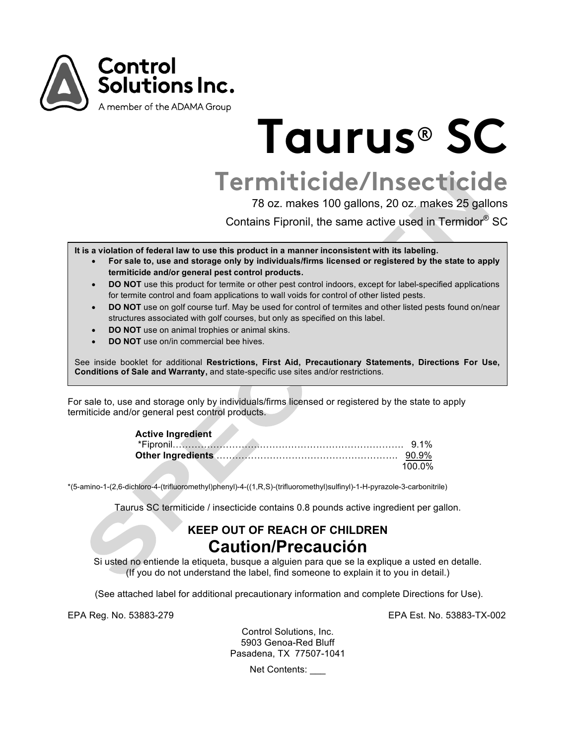Control Solutions Inc.
A member of the ADAMA Group

# Taurus® SC

## Termiticide/Insecticide

78 oz. makes 100 gallons, 20 oz. makes 25 gallons

Contains Fipronil, the same active used in Termidor® SC

**It is a violation of federal law to use this product in a manner inconsistent with its labeling.**

- **For sale to, use and storage only by individuals/firms licensed or registered by the state to apply termiticide and/or general pest control products.**
- **DO NOT** use this product for termite or other pest control indoors, except for label-specified applications for termite control and foam applications to wall voids for control of other listed pests.
- **DO NOT** use on golf course turf. May be used for control of termites and other listed pests found on/near structures associated with golf courses, but only as specified on this label.
- **DO NOT** use on animal trophies or animal skins.
- **DO NOT** use on/in commercial bee hives.

See inside booklet for additional **Restrictions, First Aid, Precautionary Statements, Directions For Use, Conditions of Sale and Warranty,** and state-specific use sites and/or restrictions.

For sale to, use and storage only by individuals/firms licensed or registered by the state to apply termiticide and/or general pest control products.

| **Active Ingredient** | |
|---|---|
| *Fipronil | 9.1% |
| **Other Ingredients** | 90.9% |
| | 100.0% |

*(5-amino-1-(2,6-dichloro-4-(trifluoromethyl)phenyl)-4-((1,R,S)-(trifluoromethyl)sulfinyl)-1-H-pyrazole-3-carbonitrile)

Taurus SC termiticide / insecticide contains 0.8 pounds active ingredient per gallon.

**KEEP OUT OF REACH OF CHILDREN**

**Caution/Precaución**

Si usted no entiende la etiqueta, busque a alguien para que se la explique a usted en detalle.
(If you do not understand the label, find someone to explain it to you in detail.)

(See attached label for additional precautionary information and complete Directions for Use).

EPA Reg. No. 53883-279

EPA Est. No. 53883-TX-002

Control Solutions, Inc.
5903 Genoa-Red Bluff
Pasadena, TX 77507-1041

Net Contents: ___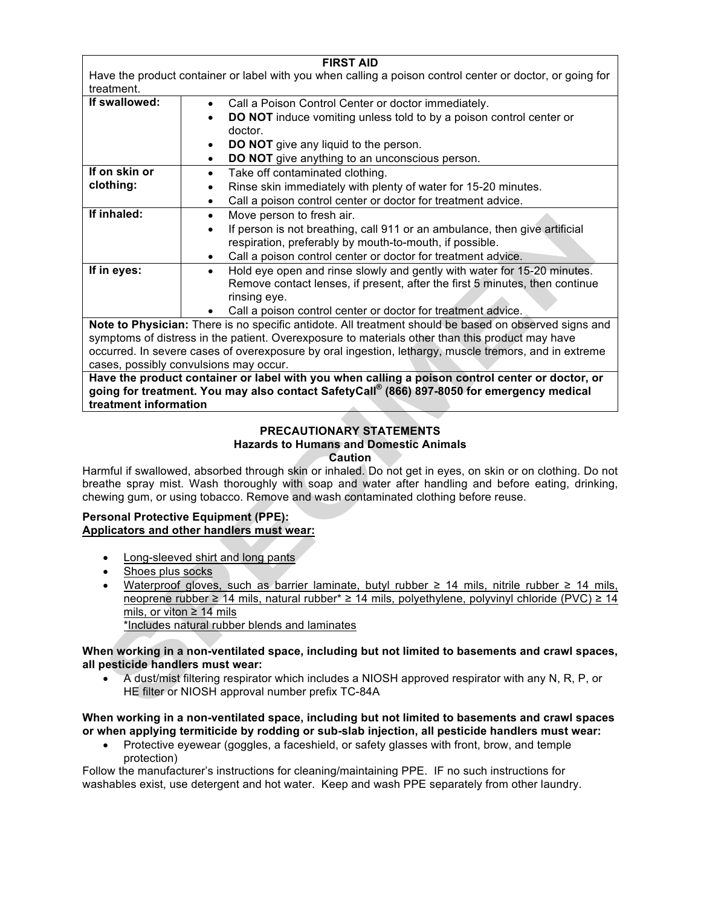| FIRST AID | |
|---|---|
| Have the product container or label with you when calling a poison control center or doctor, or going for treatment. | |
| **If swallowed:** | • Call a Poison Control Center or doctor immediately.<br>• **DO NOT** induce vomiting unless told to by a poison control center or doctor.<br>• **DO NOT** give any liquid to the person.<br>• **DO NOT** give anything to an unconscious person. |
| **If on skin or clothing:** | • Take off contaminated clothing.<br>• Rinse skin immediately with plenty of water for 15-20 minutes.<br>• Call a poison control center or doctor for treatment advice. |
| **If inhaled:** | • Move person to fresh air.<br>• If person is not breathing, call 911 or an ambulance, then give artificial respiration, preferably by mouth-to-mouth, if possible.<br>• Call a poison control center or doctor for treatment advice. |
| **If in eyes:** | • Hold eye open and rinse slowly and gently with water for 15-20 minutes. Remove contact lenses, if present, after the first 5 minutes, then continue rinsing eye.<br>• Call a poison control center or doctor for treatment advice. |
| **Note to Physician:** There is no specific antidote. All treatment should be based on observed signs and symptoms of distress in the patient. Overexposure to materials other than this product may have occurred. In severe cases of overexposure by oral ingestion, lethargy, muscle tremors, and in extreme cases, possibly convulsions may occur. | |
| **Have the product container or label with you when calling a poison control center or doctor, or going for treatment. You may also contact SafetyCall® (866) 897-8050 for emergency medical treatment information** | |

## PRECAUTIONARY STATEMENTS

### Hazards to Humans and Domestic Animals

**Caution**

Harmful if swallowed, absorbed through skin or inhaled. Do not get in eyes, on skin or on clothing. Do not breathe spray mist. Wash thoroughly with soap and water after handling and before eating, drinking, chewing gum, or using tobacco. Remove and wash contaminated clothing before reuse.

**Personal Protective Equipment (PPE):**
**Applicators and other handlers must wear:**

- Long-sleeved shirt and long pants
- Shoes plus socks
- Waterproof gloves, such as barrier laminate, butyl rubber ≥ 14 mils, nitrile rubber ≥ 14 mils, neoprene rubber ≥ 14 mils, natural rubber* ≥ 14 mils, polyethylene, polyvinyl chloride (PVC) ≥ 14 mils, or viton ≥ 14 mils
  *Includes natural rubber blends and laminates

**When working in a non-ventilated space, including but not limited to basements and crawl spaces, all pesticide handlers must wear:**

- A dust/mist filtering respirator which includes a NIOSH approved respirator with any N, R, P, or HE filter or NIOSH approval number prefix TC-84A

**When working in a non-ventilated space, including but not limited to basements and crawl spaces or when applying termiticide by rodding or sub-slab injection, all pesticide handlers must wear:**

- Protective eyewear (goggles, a faceshield, or safety glasses with front, brow, and temple protection)

Follow the manufacturer's instructions for cleaning/maintaining PPE. IF no such instructions for washables exist, use detergent and hot water. Keep and wash PPE separately from other laundry.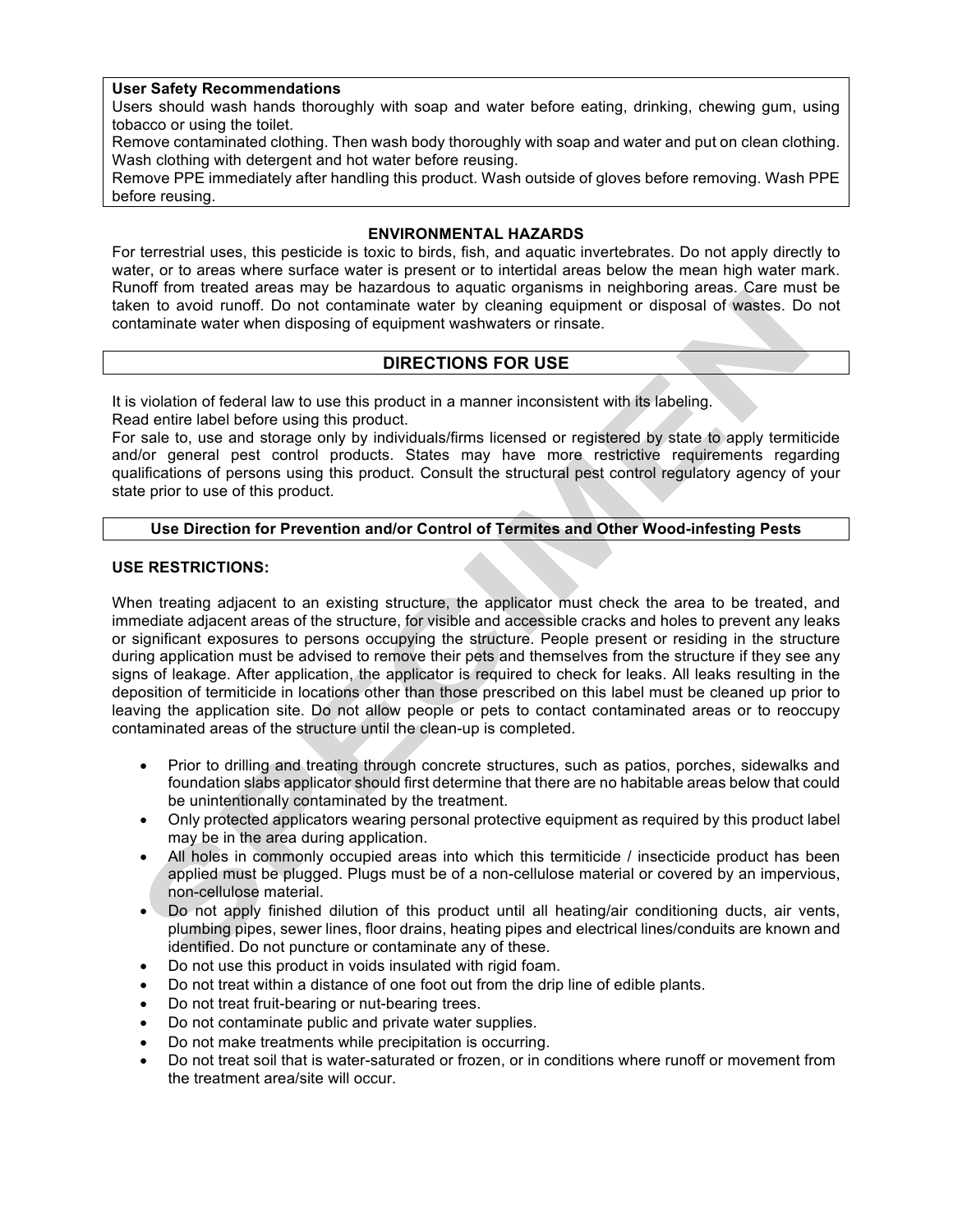**User Safety Recommendations**

Users should wash hands thoroughly with soap and water before eating, drinking, chewing gum, using tobacco or using the toilet.

Remove contaminated clothing. Then wash body thoroughly with soap and water and put on clean clothing. Wash clothing with detergent and hot water before reusing.

Remove PPE immediately after handling this product. Wash outside of gloves before removing. Wash PPE before reusing.

## ENVIRONMENTAL HAZARDS

For terrestrial uses, this pesticide is toxic to birds, fish, and aquatic invertebrates. Do not apply directly to water, or to areas where surface water is present or to intertidal areas below the mean high water mark. Runoff from treated areas may be hazardous to aquatic organisms in neighboring areas. Care must be taken to avoid runoff. Do not contaminate water by cleaning equipment or disposal of wastes. Do not contaminate water when disposing of equipment washwaters or rinsate.

## DIRECTIONS FOR USE

It is violation of federal law to use this product in a manner inconsistent with its labeling.

Read entire label before using this product.

For sale to, use and storage only by individuals/firms licensed or registered by state to apply termiticide and/or general pest control products. States may have more restrictive requirements regarding qualifications of persons using this product. Consult the structural pest control regulatory agency of your state prior to use of this product.

### Use Direction for Prevention and/or Control of Termites and Other Wood-infesting Pests

**USE RESTRICTIONS:**

When treating adjacent to an existing structure, the applicator must check the area to be treated, and immediate adjacent areas of the structure, for visible and accessible cracks and holes to prevent any leaks or significant exposures to persons occupying the structure. People present or residing in the structure during application must be advised to remove their pets and themselves from the structure if they see any signs of leakage. After application, the applicator is required to check for leaks. All leaks resulting in the deposition of termiticide in locations other than those prescribed on this label must be cleaned up prior to leaving the application site. Do not allow people or pets to contact contaminated areas or to reoccupy contaminated areas of the structure until the clean-up is completed.

- Prior to drilling and treating through concrete structures, such as patios, porches, sidewalks and foundation slabs applicator should first determine that there are no habitable areas below that could be unintentionally contaminated by the treatment.
- Only protected applicators wearing personal protective equipment as required by this product label may be in the area during application.
- All holes in commonly occupied areas into which this termiticide / insecticide product has been applied must be plugged. Plugs must be of a non-cellulose material or covered by an impervious, non-cellulose material.
- Do not apply finished dilution of this product until all heating/air conditioning ducts, air vents, plumbing pipes, sewer lines, floor drains, heating pipes and electrical lines/conduits are known and identified. Do not puncture or contaminate any of these.
- Do not use this product in voids insulated with rigid foam.
- Do not treat within a distance of one foot out from the drip line of edible plants.
- Do not treat fruit-bearing or nut-bearing trees.
- Do not contaminate public and private water supplies.
- Do not make treatments while precipitation is occurring.
- Do not treat soil that is water-saturated or frozen, or in conditions where runoff or movement from the treatment area/site will occur.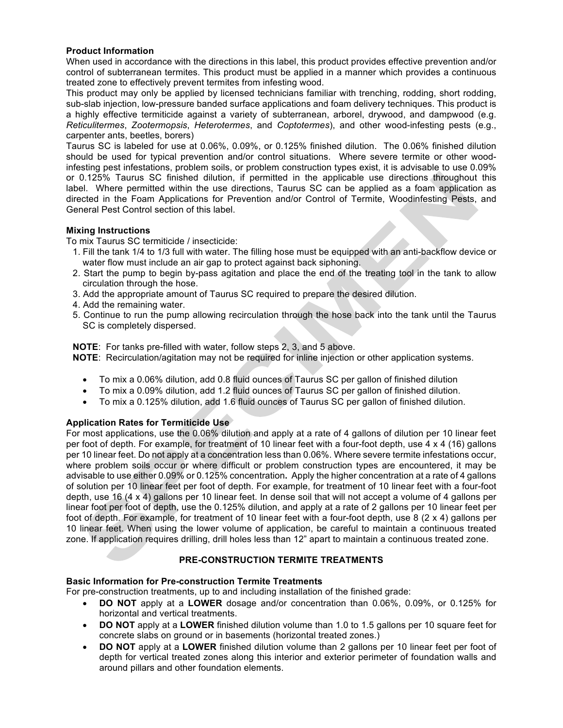**Product Information**

When used in accordance with the directions in this label, this product provides effective prevention and/or control of subterranean termites. This product must be applied in a manner which provides a continuous treated zone to effectively prevent termites from infesting wood.

This product may only be applied by licensed technicians familiar with trenching, rodding, short rodding, sub-slab injection, low-pressure banded surface applications and foam delivery techniques. This product is a highly effective termiticide against a variety of subterranean, arborel, drywood, and dampwood (e.g. *Reticulitermes*, *Zootermopsis*, *Heterotermes*, and *Coptotermes*), and other wood-infesting pests (e.g., carpenter ants, beetles, borers)

Taurus SC is labeled for use at 0.06%, 0.09%, or 0.125% finished dilution. The 0.06% finished dilution should be used for typical prevention and/or control situations. Where severe termite or other wood-infesting pest infestations, problem soils, or problem construction types exist, it is advisable to use 0.09% or 0.125% Taurus SC finished dilution, if permitted in the applicable use directions throughout this label. Where permitted within the use directions, Taurus SC can be applied as a foam application as directed in the Foam Applications for Prevention and/or Control of Termite, Woodinfesting Pests, and General Pest Control section of this label.

**Mixing Instructions**

To mix Taurus SC termiticide / insecticide:

1. Fill the tank 1/4 to 1/3 full with water. The filling hose must be equipped with an anti-backflow device or water flow must include an air gap to protect against back siphoning.
2. Start the pump to begin by-pass agitation and place the end of the treating tool in the tank to allow circulation through the hose.
3. Add the appropriate amount of Taurus SC required to prepare the desired dilution.
4. Add the remaining water.
5. Continue to run the pump allowing recirculation through the hose back into the tank until the Taurus SC is completely dispersed.

**NOTE**: For tanks pre-filled with water, follow steps 2, 3, and 5 above.

**NOTE**: Recirculation/agitation may not be required for inline injection or other application systems.

- To mix a 0.06% dilution, add 0.8 fluid ounces of Taurus SC per gallon of finished dilution
- To mix a 0.09% dilution, add 1.2 fluid ounces of Taurus SC per gallon of finished dilution.
- To mix a 0.125% dilution, add 1.6 fluid ounces of Taurus SC per gallon of finished dilution.

**Application Rates for Termiticide Use**

For most applications, use the 0.06% dilution and apply at a rate of 4 gallons of dilution per 10 linear feet per foot of depth. For example, for treatment of 10 linear feet with a four-foot depth, use 4 x 4 (16) gallons per 10 linear feet. Do not apply at a concentration less than 0.06%. Where severe termite infestations occur, where problem soils occur or where difficult or problem construction types are encountered, it may be advisable to use either 0.09% or 0.125% concentration**.** Apply the higher concentration at a rate of 4 gallons of solution per 10 linear feet per foot of depth. For example, for treatment of 10 linear feet with a four-foot depth, use 16 (4 x 4) gallons per 10 linear feet. In dense soil that will not accept a volume of 4 gallons per linear foot per foot of depth, use the 0.125% dilution, and apply at a rate of 2 gallons per 10 linear feet per foot of depth. For example, for treatment of 10 linear feet with a four-foot depth, use 8 (2 x 4) gallons per 10 linear feet. When using the lower volume of application, be careful to maintain a continuous treated zone. If application requires drilling, drill holes less than 12" apart to maintain a continuous treated zone.

## PRE-CONSTRUCTION TERMITE TREATMENTS

**Basic Information for Pre-construction Termite Treatments**

For pre-construction treatments, up to and including installation of the finished grade:

- **DO NOT** apply at a **LOWER** dosage and/or concentration than 0.06%, 0.09%, or 0.125% for horizontal and vertical treatments.
- **DO NOT** apply at a **LOWER** finished dilution volume than 1.0 to 1.5 gallons per 10 square feet for concrete slabs on ground or in basements (horizontal treated zones.)
- **DO NOT** apply at a **LOWER** finished dilution volume than 2 gallons per 10 linear feet per foot of depth for vertical treated zones along this interior and exterior perimeter of foundation walls and around pillars and other foundation elements.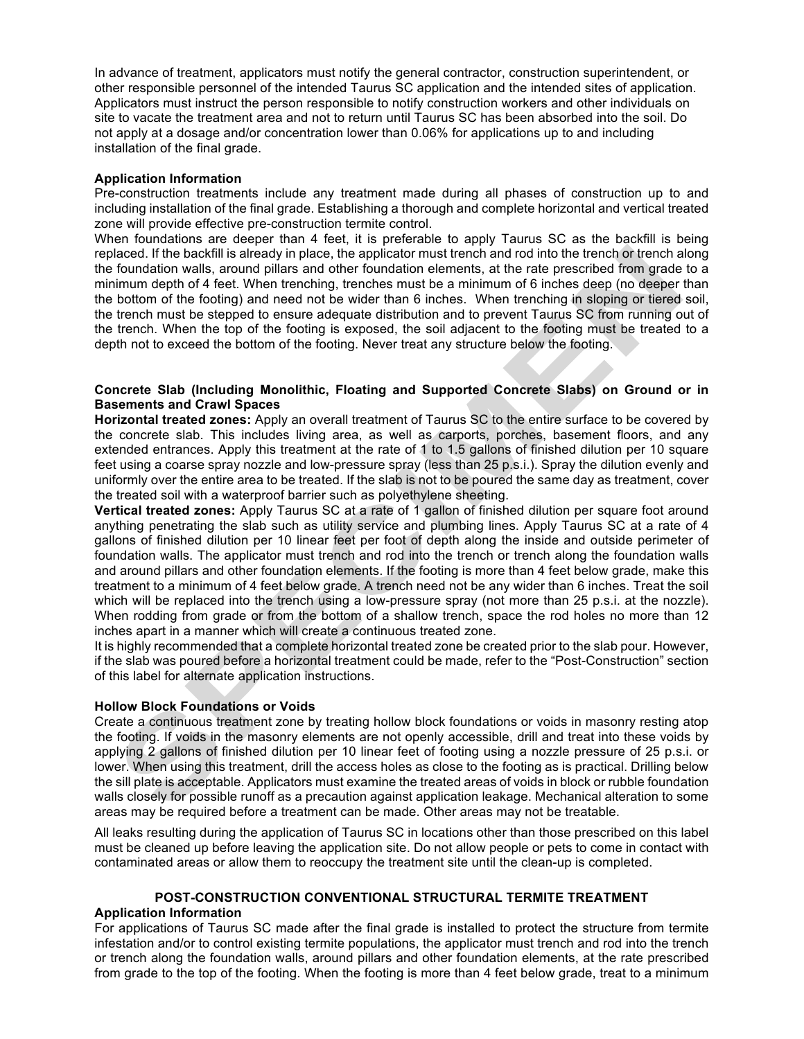In advance of treatment, applicators must notify the general contractor, construction superintendent, or other responsible personnel of the intended Taurus SC application and the intended sites of application. Applicators must instruct the person responsible to notify construction workers and other individuals on site to vacate the treatment area and not to return until Taurus SC has been absorbed into the soil. Do not apply at a dosage and/or concentration lower than 0.06% for applications up to and including installation of the final grade.

**Application Information**

Pre-construction treatments include any treatment made during all phases of construction up to and including installation of the final grade. Establishing a thorough and complete horizontal and vertical treated zone will provide effective pre-construction termite control.

When foundations are deeper than 4 feet, it is preferable to apply Taurus SC as the backfill is being replaced. If the backfill is already in place, the applicator must trench and rod into the trench or trench along the foundation walls, around pillars and other foundation elements, at the rate prescribed from grade to a minimum depth of 4 feet. When trenching, trenches must be a minimum of 6 inches deep (no deeper than the bottom of the footing) and need not be wider than 6 inches. When trenching in sloping or tiered soil, the trench must be stepped to ensure adequate distribution and to prevent Taurus SC from running out of the trench. When the top of the footing is exposed, the soil adjacent to the footing must be treated to a depth not to exceed the bottom of the footing. Never treat any structure below the footing.

**Concrete Slab (Including Monolithic, Floating and Supported Concrete Slabs) on Ground or in Basements and Crawl Spaces**

**Horizontal treated zones:** Apply an overall treatment of Taurus SC to the entire surface to be covered by the concrete slab. This includes living area, as well as carports, porches, basement floors, and any extended entrances. Apply this treatment at the rate of 1 to 1.5 gallons of finished dilution per 10 square feet using a coarse spray nozzle and low-pressure spray (less than 25 p.s.i.). Spray the dilution evenly and uniformly over the entire area to be treated. If the slab is not to be poured the same day as treatment, cover the treated soil with a waterproof barrier such as polyethylene sheeting.

**Vertical treated zones:** Apply Taurus SC at a rate of 1 gallon of finished dilution per square foot around anything penetrating the slab such as utility service and plumbing lines. Apply Taurus SC at a rate of 4 gallons of finished dilution per 10 linear feet per foot of depth along the inside and outside perimeter of foundation walls. The applicator must trench and rod into the trench or trench along the foundation walls and around pillars and other foundation elements. If the footing is more than 4 feet below grade, make this treatment to a minimum of 4 feet below grade. A trench need not be any wider than 6 inches. Treat the soil which will be replaced into the trench using a low-pressure spray (not more than 25 p.s.i. at the nozzle). When rodding from grade or from the bottom of a shallow trench, space the rod holes no more than 12 inches apart in a manner which will create a continuous treated zone.

It is highly recommended that a complete horizontal treated zone be created prior to the slab pour. However, if the slab was poured before a horizontal treatment could be made, refer to the "Post-Construction" section of this label for alternate application instructions.

**Hollow Block Foundations or Voids**

Create a continuous treatment zone by treating hollow block foundations or voids in masonry resting atop the footing. If voids in the masonry elements are not openly accessible, drill and treat into these voids by applying 2 gallons of finished dilution per 10 linear feet of footing using a nozzle pressure of 25 p.s.i. or lower. When using this treatment, drill the access holes as close to the footing as is practical. Drilling below the sill plate is acceptable. Applicators must examine the treated areas of voids in block or rubble foundation walls closely for possible runoff as a precaution against application leakage. Mechanical alteration to some areas may be required before a treatment can be made. Other areas may not be treatable.

All leaks resulting during the application of Taurus SC in locations other than those prescribed on this label must be cleaned up before leaving the application site. Do not allow people or pets to come in contact with contaminated areas or allow them to reoccupy the treatment site until the clean-up is completed.

## POST-CONSTRUCTION CONVENTIONAL STRUCTURAL TERMITE TREATMENT

**Application Information**

For applications of Taurus SC made after the final grade is installed to protect the structure from termite infestation and/or to control existing termite populations, the applicator must trench and rod into the trench or trench along the foundation walls, around pillars and other foundation elements, at the rate prescribed from grade to the top of the footing. When the footing is more than 4 feet below grade, treat to a minimum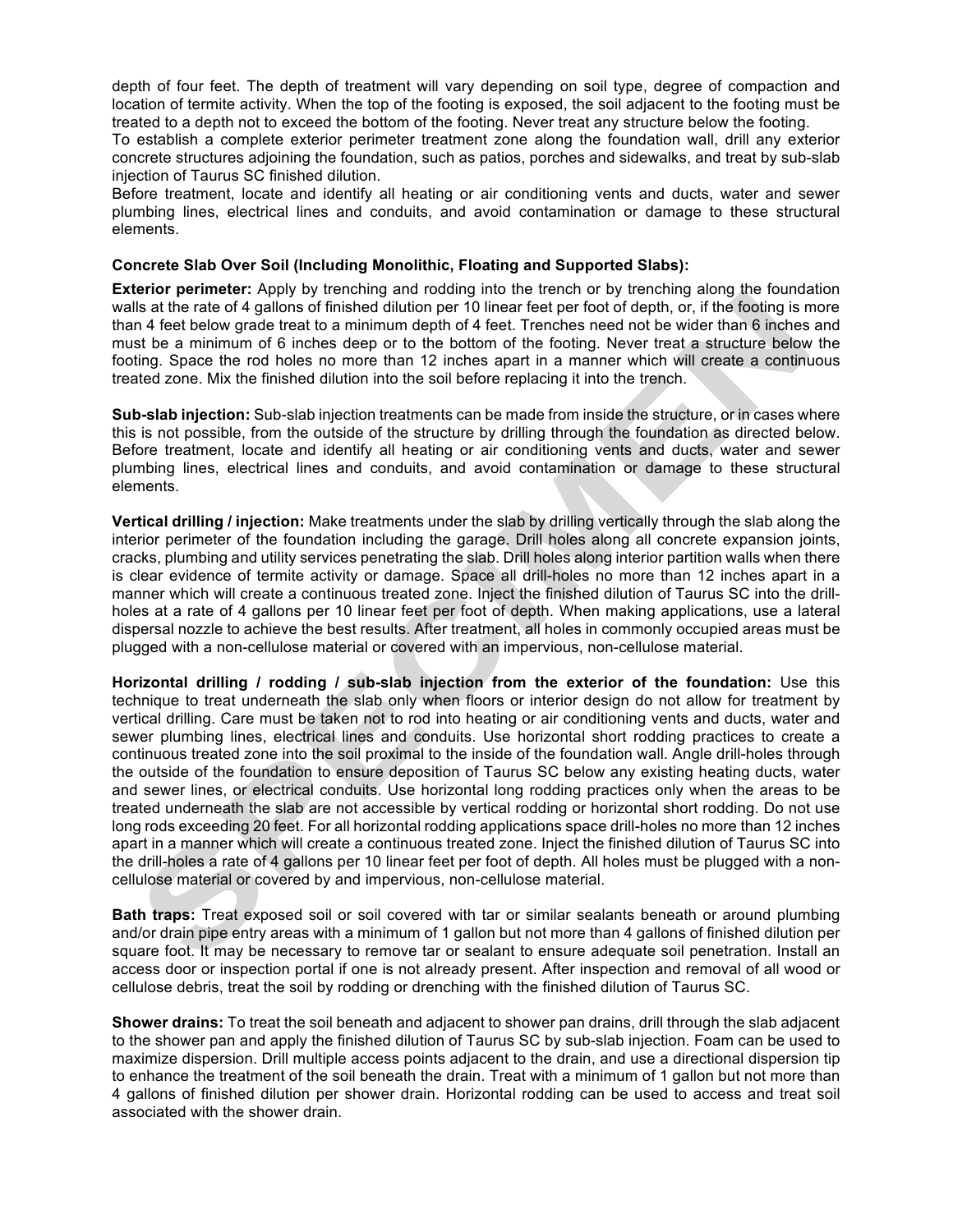depth of four feet. The depth of treatment will vary depending on soil type, degree of compaction and location of termite activity. When the top of the footing is exposed, the soil adjacent to the footing must be treated to a depth not to exceed the bottom of the footing. Never treat any structure below the footing.

To establish a complete exterior perimeter treatment zone along the foundation wall, drill any exterior concrete structures adjoining the foundation, such as patios, porches and sidewalks, and treat by sub-slab injection of Taurus SC finished dilution.

Before treatment, locate and identify all heating or air conditioning vents and ducts, water and sewer plumbing lines, electrical lines and conduits, and avoid contamination or damage to these structural elements.

**Concrete Slab Over Soil (Including Monolithic, Floating and Supported Slabs):**

**Exterior perimeter:** Apply by trenching and rodding into the trench or by trenching along the foundation walls at the rate of 4 gallons of finished dilution per 10 linear feet per foot of depth, or, if the footing is more than 4 feet below grade treat to a minimum depth of 4 feet. Trenches need not be wider than 6 inches and must be a minimum of 6 inches deep or to the bottom of the footing. Never treat a structure below the footing. Space the rod holes no more than 12 inches apart in a manner which will create a continuous treated zone. Mix the finished dilution into the soil before replacing it into the trench.

**Sub-slab injection:** Sub-slab injection treatments can be made from inside the structure, or in cases where this is not possible, from the outside of the structure by drilling through the foundation as directed below. Before treatment, locate and identify all heating or air conditioning vents and ducts, water and sewer plumbing lines, electrical lines and conduits, and avoid contamination or damage to these structural elements.

**Vertical drilling / injection:** Make treatments under the slab by drilling vertically through the slab along the interior perimeter of the foundation including the garage. Drill holes along all concrete expansion joints, cracks, plumbing and utility services penetrating the slab. Drill holes along interior partition walls when there is clear evidence of termite activity or damage. Space all drill-holes no more than 12 inches apart in a manner which will create a continuous treated zone. Inject the finished dilution of Taurus SC into the drill-holes at a rate of 4 gallons per 10 linear feet per foot of depth. When making applications, use a lateral dispersal nozzle to achieve the best results. After treatment, all holes in commonly occupied areas must be plugged with a non-cellulose material or covered with an impervious, non-cellulose material.

**Horizontal drilling / rodding / sub-slab injection from the exterior of the foundation:** Use this technique to treat underneath the slab only when floors or interior design do not allow for treatment by vertical drilling. Care must be taken not to rod into heating or air conditioning vents and ducts, water and sewer plumbing lines, electrical lines and conduits. Use horizontal short rodding practices to create a continuous treated zone into the soil proximal to the inside of the foundation wall. Angle drill-holes through the outside of the foundation to ensure deposition of Taurus SC below any existing heating ducts, water and sewer lines, or electrical conduits. Use horizontal long rodding practices only when the areas to be treated underneath the slab are not accessible by vertical rodding or horizontal short rodding. Do not use long rods exceeding 20 feet. For all horizontal rodding applications space drill-holes no more than 12 inches apart in a manner which will create a continuous treated zone. Inject the finished dilution of Taurus SC into the drill-holes a rate of 4 gallons per 10 linear feet per foot of depth. All holes must be plugged with a non-cellulose material or covered by and impervious, non-cellulose material.

**Bath traps:** Treat exposed soil or soil covered with tar or similar sealants beneath or around plumbing and/or drain pipe entry areas with a minimum of 1 gallon but not more than 4 gallons of finished dilution per square foot. It may be necessary to remove tar or sealant to ensure adequate soil penetration. Install an access door or inspection portal if one is not already present. After inspection and removal of all wood or cellulose debris, treat the soil by rodding or drenching with the finished dilution of Taurus SC.

**Shower drains:** To treat the soil beneath and adjacent to shower pan drains, drill through the slab adjacent to the shower pan and apply the finished dilution of Taurus SC by sub-slab injection. Foam can be used to maximize dispersion. Drill multiple access points adjacent to the drain, and use a directional dispersion tip to enhance the treatment of the soil beneath the drain. Treat with a minimum of 1 gallon but not more than 4 gallons of finished dilution per shower drain. Horizontal rodding can be used to access and treat soil associated with the shower drain.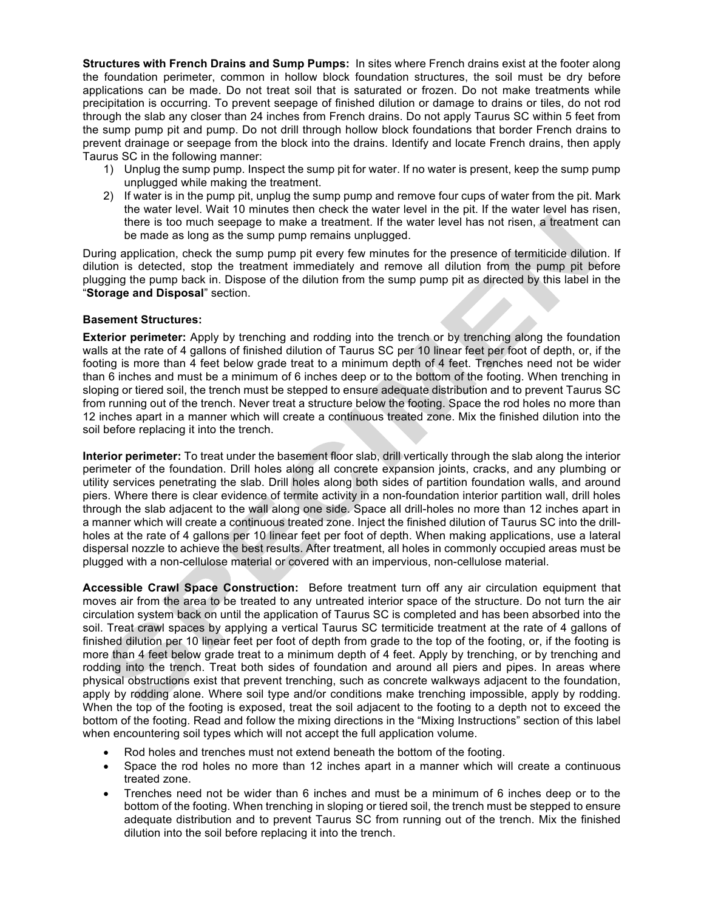**Structures with French Drains and Sump Pumps:** In sites where French drains exist at the footer along the foundation perimeter, common in hollow block foundation structures, the soil must be dry before applications can be made. Do not treat soil that is saturated or frozen. Do not make treatments while precipitation is occurring. To prevent seepage of finished dilution or damage to drains or tiles, do not rod through the slab any closer than 24 inches from French drains. Do not apply Taurus SC within 5 feet from the sump pump pit and pump. Do not drill through hollow block foundations that border French drains to prevent drainage or seepage from the block into the drains. Identify and locate French drains, then apply Taurus SC in the following manner:

1) Unplug the sump pump. Inspect the sump pit for water. If no water is present, keep the sump pump unplugged while making the treatment.
2) If water is in the pump pit, unplug the sump pump and remove four cups of water from the pit. Mark the water level. Wait 10 minutes then check the water level in the pit. If the water level has risen, there is too much seepage to make a treatment. If the water level has not risen, a treatment can be made as long as the sump pump remains unplugged.

During application, check the sump pump pit every few minutes for the presence of termiticide dilution. If dilution is detected, stop the treatment immediately and remove all dilution from the pump pit before plugging the pump back in. Dispose of the dilution from the sump pump pit as directed by this label in the "**Storage and Disposal**" section.

**Basement Structures:**

**Exterior perimeter:** Apply by trenching and rodding into the trench or by trenching along the foundation walls at the rate of 4 gallons of finished dilution of Taurus SC per 10 linear feet per foot of depth, or, if the footing is more than 4 feet below grade treat to a minimum depth of 4 feet. Trenches need not be wider than 6 inches and must be a minimum of 6 inches deep or to the bottom of the footing. When trenching in sloping or tiered soil, the trench must be stepped to ensure adequate distribution and to prevent Taurus SC from running out of the trench. Never treat a structure below the footing. Space the rod holes no more than 12 inches apart in a manner which will create a continuous treated zone. Mix the finished dilution into the soil before replacing it into the trench.

**Interior perimeter:** To treat under the basement floor slab, drill vertically through the slab along the interior perimeter of the foundation. Drill holes along all concrete expansion joints, cracks, and any plumbing or utility services penetrating the slab. Drill holes along both sides of partition foundation walls, and around piers. Where there is clear evidence of termite activity in a non-foundation interior partition wall, drill holes through the slab adjacent to the wall along one side. Space all drill-holes no more than 12 inches apart in a manner which will create a continuous treated zone. Inject the finished dilution of Taurus SC into the drill-holes at the rate of 4 gallons per 10 linear feet per foot of depth. When making applications, use a lateral dispersal nozzle to achieve the best results. After treatment, all holes in commonly occupied areas must be plugged with a non-cellulose material or covered with an impervious, non-cellulose material.

**Accessible Crawl Space Construction:** Before treatment turn off any air circulation equipment that moves air from the area to be treated to any untreated interior space of the structure. Do not turn the air circulation system back on until the application of Taurus SC is completed and has been absorbed into the soil. Treat crawl spaces by applying a vertical Taurus SC termiticide treatment at the rate of 4 gallons of finished dilution per 10 linear feet per foot of depth from grade to the top of the footing, or, if the footing is more than 4 feet below grade treat to a minimum depth of 4 feet. Apply by trenching, or by trenching and rodding into the trench. Treat both sides of foundation and around all piers and pipes. In areas where physical obstructions exist that prevent trenching, such as concrete walkways adjacent to the foundation, apply by rodding alone. Where soil type and/or conditions make trenching impossible, apply by rodding. When the top of the footing is exposed, treat the soil adjacent to the footing to a depth not to exceed the bottom of the footing. Read and follow the mixing directions in the "Mixing Instructions" section of this label when encountering soil types which will not accept the full application volume.

- Rod holes and trenches must not extend beneath the bottom of the footing.
- Space the rod holes no more than 12 inches apart in a manner which will create a continuous treated zone.
- Trenches need not be wider than 6 inches and must be a minimum of 6 inches deep or to the bottom of the footing. When trenching in sloping or tiered soil, the trench must be stepped to ensure adequate distribution and to prevent Taurus SC from running out of the trench. Mix the finished dilution into the soil before replacing it into the trench.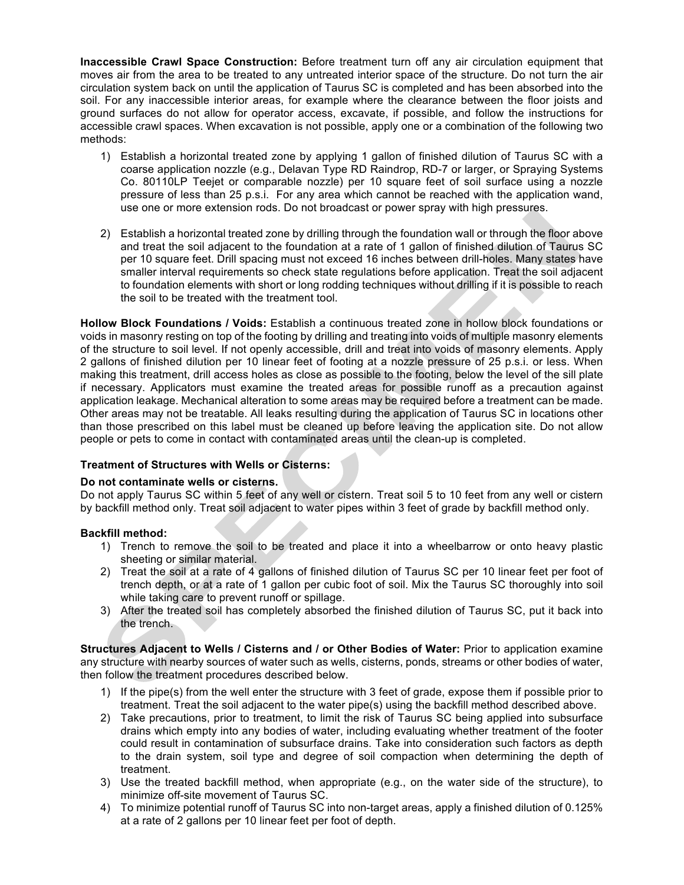**Inaccessible Crawl Space Construction:** Before treatment turn off any air circulation equipment that moves air from the area to be treated to any untreated interior space of the structure. Do not turn the air circulation system back on until the application of Taurus SC is completed and has been absorbed into the soil. For any inaccessible interior areas, for example where the clearance between the floor joists and ground surfaces do not allow for operator access, excavate, if possible, and follow the instructions for accessible crawl spaces. When excavation is not possible, apply one or a combination of the following two methods:

1) Establish a horizontal treated zone by applying 1 gallon of finished dilution of Taurus SC with a coarse application nozzle (e.g., Delavan Type RD Raindrop, RD-7 or larger, or Spraying Systems Co. 80110LP Teejet or comparable nozzle) per 10 square feet of soil surface using a nozzle pressure of less than 25 p.s.i. For any area which cannot be reached with the application wand, use one or more extension rods. Do not broadcast or power spray with high pressures.

2) Establish a horizontal treated zone by drilling through the foundation wall or through the floor above and treat the soil adjacent to the foundation at a rate of 1 gallon of finished dilution of Taurus SC per 10 square feet. Drill spacing must not exceed 16 inches between drill-holes. Many states have smaller interval requirements so check state regulations before application. Treat the soil adjacent to foundation elements with short or long rodding techniques without drilling if it is possible to reach the soil to be treated with the treatment tool.

**Hollow Block Foundations / Voids:** Establish a continuous treated zone in hollow block foundations or voids in masonry resting on top of the footing by drilling and treating into voids of multiple masonry elements of the structure to soil level. If not openly accessible, drill and treat into voids of masonry elements. Apply 2 gallons of finished dilution per 10 linear feet of footing at a nozzle pressure of 25 p.s.i. or less. When making this treatment, drill access holes as close as possible to the footing, below the level of the sill plate if necessary. Applicators must examine the treated areas for possible runoff as a precaution against application leakage. Mechanical alteration to some areas may be required before a treatment can be made. Other areas may not be treatable. All leaks resulting during the application of Taurus SC in locations other than those prescribed on this label must be cleaned up before leaving the application site. Do not allow people or pets to come in contact with contaminated areas until the clean-up is completed.

**Treatment of Structures with Wells or Cisterns:**

**Do not contaminate wells or cisterns.**
Do not apply Taurus SC within 5 feet of any well or cistern. Treat soil 5 to 10 feet from any well or cistern by backfill method only. Treat soil adjacent to water pipes within 3 feet of grade by backfill method only.

**Backfill method:**

1) Trench to remove the soil to be treated and place it into a wheelbarrow or onto heavy plastic sheeting or similar material.
2) Treat the soil at a rate of 4 gallons of finished dilution of Taurus SC per 10 linear feet per foot of trench depth, or at a rate of 1 gallon per cubic foot of soil. Mix the Taurus SC thoroughly into soil while taking care to prevent runoff or spillage.
3) After the treated soil has completely absorbed the finished dilution of Taurus SC, put it back into the trench.

**Structures Adjacent to Wells / Cisterns and / or Other Bodies of Water:** Prior to application examine any structure with nearby sources of water such as wells, cisterns, ponds, streams or other bodies of water, then follow the treatment procedures described below.

1) If the pipe(s) from the well enter the structure with 3 feet of grade, expose them if possible prior to treatment. Treat the soil adjacent to the water pipe(s) using the backfill method described above.
2) Take precautions, prior to treatment, to limit the risk of Taurus SC being applied into subsurface drains which empty into any bodies of water, including evaluating whether treatment of the footer could result in contamination of subsurface drains. Take into consideration such factors as depth to the drain system, soil type and degree of soil compaction when determining the depth of treatment.
3) Use the treated backfill method, when appropriate (e.g., on the water side of the structure), to minimize off-site movement of Taurus SC.
4) To minimize potential runoff of Taurus SC into non-target areas, apply a finished dilution of 0.125% at a rate of 2 gallons per 10 linear feet per foot of depth.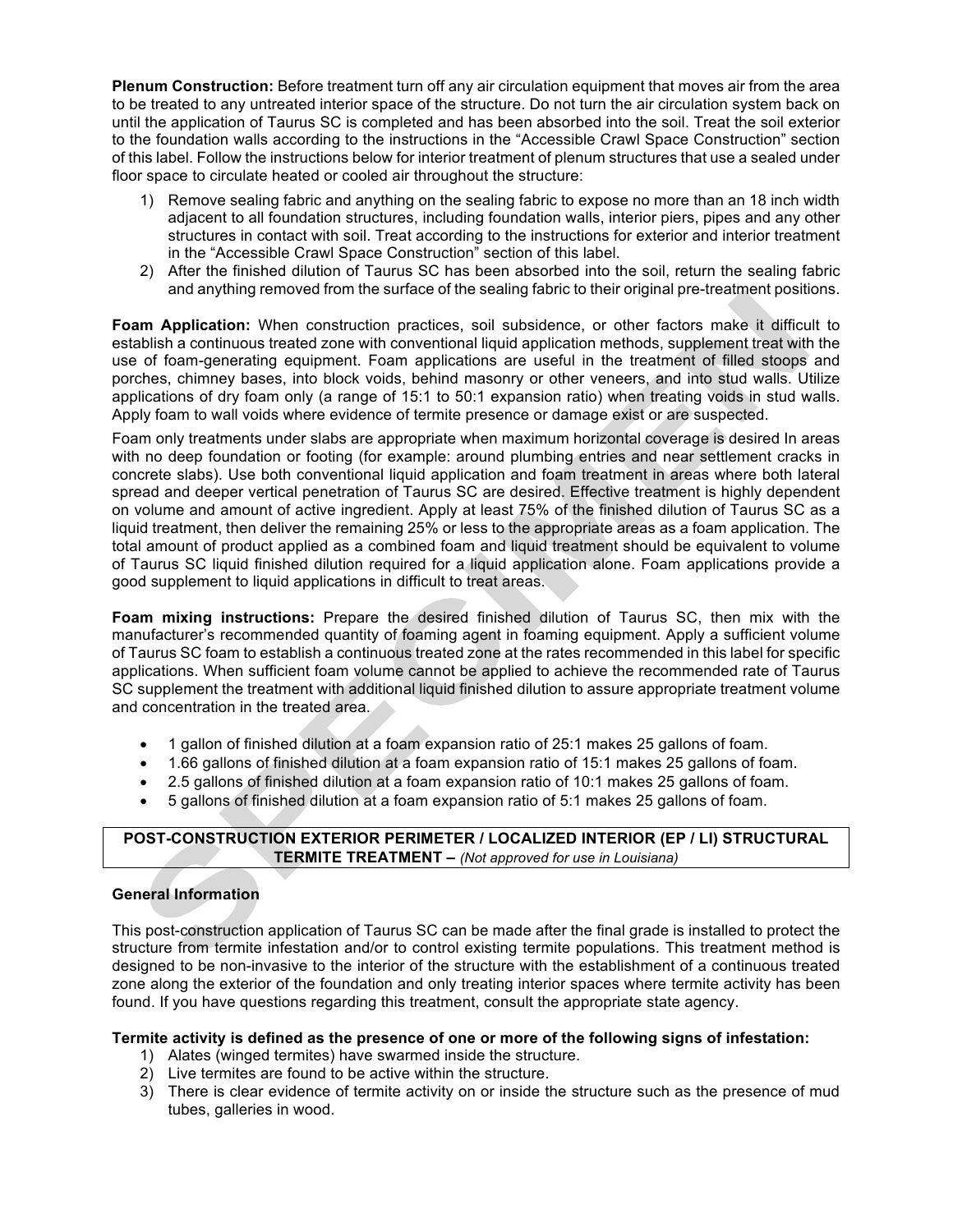**Plenum Construction:** Before treatment turn off any air circulation equipment that moves air from the area to be treated to any untreated interior space of the structure. Do not turn the air circulation system back on until the application of Taurus SC is completed and has been absorbed into the soil. Treat the soil exterior to the foundation walls according to the instructions in the "Accessible Crawl Space Construction" section of this label. Follow the instructions below for interior treatment of plenum structures that use a sealed under floor space to circulate heated or cooled air throughout the structure:

1) Remove sealing fabric and anything on the sealing fabric to expose no more than an 18 inch width adjacent to all foundation structures, including foundation walls, interior piers, pipes and any other structures in contact with soil. Treat according to the instructions for exterior and interior treatment in the "Accessible Crawl Space Construction" section of this label.
2) After the finished dilution of Taurus SC has been absorbed into the soil, return the sealing fabric and anything removed from the surface of the sealing fabric to their original pre-treatment positions.

**Foam Application:** When construction practices, soil subsidence, or other factors make it difficult to establish a continuous treated zone with conventional liquid application methods, supplement treat with the use of foam-generating equipment. Foam applications are useful in the treatment of filled stoops and porches, chimney bases, into block voids, behind masonry or other veneers, and into stud walls. Utilize applications of dry foam only (a range of 15:1 to 50:1 expansion ratio) when treating voids in stud walls. Apply foam to wall voids where evidence of termite presence or damage exist or are suspected.

Foam only treatments under slabs are appropriate when maximum horizontal coverage is desired In areas with no deep foundation or footing (for example: around plumbing entries and near settlement cracks in concrete slabs). Use both conventional liquid application and foam treatment in areas where both lateral spread and deeper vertical penetration of Taurus SC are desired. Effective treatment is highly dependent on volume and amount of active ingredient. Apply at least 75% of the finished dilution of Taurus SC as a liquid treatment, then deliver the remaining 25% or less to the appropriate areas as a foam application. The total amount of product applied as a combined foam and liquid treatment should be equivalent to volume of Taurus SC liquid finished dilution required for a liquid application alone. Foam applications provide a good supplement to liquid applications in difficult to treat areas.

**Foam mixing instructions:** Prepare the desired finished dilution of Taurus SC, then mix with the manufacturer's recommended quantity of foaming agent in foaming equipment. Apply a sufficient volume of Taurus SC foam to establish a continuous treated zone at the rates recommended in this label for specific applications. When sufficient foam volume cannot be applied to achieve the recommended rate of Taurus SC supplement the treatment with additional liquid finished dilution to assure appropriate treatment volume and concentration in the treated area.

- 1 gallon of finished dilution at a foam expansion ratio of 25:1 makes 25 gallons of foam.
- 1.66 gallons of finished dilution at a foam expansion ratio of 15:1 makes 25 gallons of foam.
- 2.5 gallons of finished dilution at a foam expansion ratio of 10:1 makes 25 gallons of foam.
- 5 gallons of finished dilution at a foam expansion ratio of 5:1 makes 25 gallons of foam.

## POST-CONSTRUCTION EXTERIOR PERIMETER / LOCALIZED INTERIOR (EP / LI) STRUCTURAL TERMITE TREATMENT – *(Not approved for use in Louisiana)*

### General Information

This post-construction application of Taurus SC can be made after the final grade is installed to protect the structure from termite infestation and/or to control existing termite populations. This treatment method is designed to be non-invasive to the interior of the structure with the establishment of a continuous treated zone along the exterior of the foundation and only treating interior spaces where termite activity has been found. If you have questions regarding this treatment, consult the appropriate state agency.

**Termite activity is defined as the presence of one or more of the following signs of infestation:**

1) Alates (winged termites) have swarmed inside the structure.
2) Live termites are found to be active within the structure.
3) There is clear evidence of termite activity on or inside the structure such as the presence of mud tubes, galleries in wood.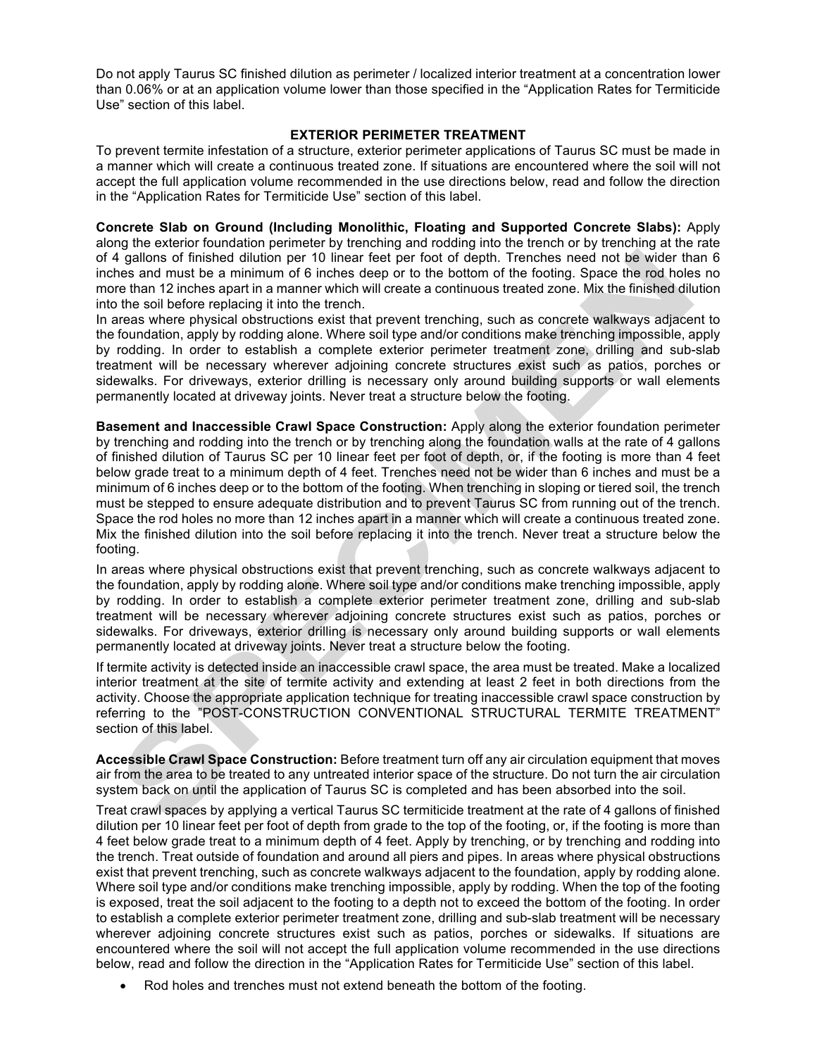Do not apply Taurus SC finished dilution as perimeter / localized interior treatment at a concentration lower than 0.06% or at an application volume lower than those specified in the "Application Rates for Termiticide Use" section of this label.

## EXTERIOR PERIMETER TREATMENT

To prevent termite infestation of a structure, exterior perimeter applications of Taurus SC must be made in a manner which will create a continuous treated zone. If situations are encountered where the soil will not accept the full application volume recommended in the use directions below, read and follow the direction in the "Application Rates for Termiticide Use" section of this label.

**Concrete Slab on Ground (Including Monolithic, Floating and Supported Concrete Slabs):** Apply along the exterior foundation perimeter by trenching and rodding into the trench or by trenching at the rate of 4 gallons of finished dilution per 10 linear feet per foot of depth. Trenches need not be wider than 6 inches and must be a minimum of 6 inches deep or to the bottom of the footing. Space the rod holes no more than 12 inches apart in a manner which will create a continuous treated zone. Mix the finished dilution into the soil before replacing it into the trench.

In areas where physical obstructions exist that prevent trenching, such as concrete walkways adjacent to the foundation, apply by rodding alone. Where soil type and/or conditions make trenching impossible, apply by rodding. In order to establish a complete exterior perimeter treatment zone, drilling and sub-slab treatment will be necessary wherever adjoining concrete structures exist such as patios, porches or sidewalks. For driveways, exterior drilling is necessary only around building supports or wall elements permanently located at driveway joints. Never treat a structure below the footing.

**Basement and Inaccessible Crawl Space Construction:** Apply along the exterior foundation perimeter by trenching and rodding into the trench or by trenching along the foundation walls at the rate of 4 gallons of finished dilution of Taurus SC per 10 linear feet per foot of depth, or, if the footing is more than 4 feet below grade treat to a minimum depth of 4 feet. Trenches need not be wider than 6 inches and must be a minimum of 6 inches deep or to the bottom of the footing. When trenching in sloping or tiered soil, the trench must be stepped to ensure adequate distribution and to prevent Taurus SC from running out of the trench. Space the rod holes no more than 12 inches apart in a manner which will create a continuous treated zone. Mix the finished dilution into the soil before replacing it into the trench. Never treat a structure below the footing.

In areas where physical obstructions exist that prevent trenching, such as concrete walkways adjacent to the foundation, apply by rodding alone. Where soil type and/or conditions make trenching impossible, apply by rodding. In order to establish a complete exterior perimeter treatment zone, drilling and sub-slab treatment will be necessary wherever adjoining concrete structures exist such as patios, porches or sidewalks. For driveways, exterior drilling is necessary only around building supports or wall elements permanently located at driveway joints. Never treat a structure below the footing.

If termite activity is detected inside an inaccessible crawl space, the area must be treated. Make a localized interior treatment at the site of termite activity and extending at least 2 feet in both directions from the activity. Choose the appropriate application technique for treating inaccessible crawl space construction by referring to the "POST-CONSTRUCTION CONVENTIONAL STRUCTURAL TERMITE TREATMENT" section of this label.

**Accessible Crawl Space Construction:** Before treatment turn off any air circulation equipment that moves air from the area to be treated to any untreated interior space of the structure. Do not turn the air circulation system back on until the application of Taurus SC is completed and has been absorbed into the soil.

Treat crawl spaces by applying a vertical Taurus SC termiticide treatment at the rate of 4 gallons of finished dilution per 10 linear feet per foot of depth from grade to the top of the footing, or, if the footing is more than 4 feet below grade treat to a minimum depth of 4 feet. Apply by trenching, or by trenching and rodding into the trench. Treat outside of foundation and around all piers and pipes. In areas where physical obstructions exist that prevent trenching, such as concrete walkways adjacent to the foundation, apply by rodding alone. Where soil type and/or conditions make trenching impossible, apply by rodding. When the top of the footing is exposed, treat the soil adjacent to the footing to a depth not to exceed the bottom of the footing. In order to establish a complete exterior perimeter treatment zone, drilling and sub-slab treatment will be necessary wherever adjoining concrete structures exist such as patios, porches or sidewalks. If situations are encountered where the soil will not accept the full application volume recommended in the use directions below, read and follow the direction in the "Application Rates for Termiticide Use" section of this label.

- Rod holes and trenches must not extend beneath the bottom of the footing.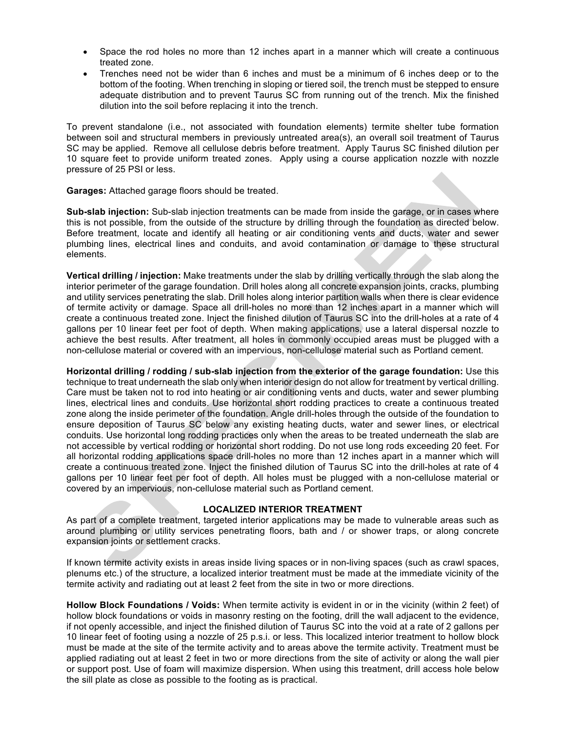- Space the rod holes no more than 12 inches apart in a manner which will create a continuous treated zone.
- Trenches need not be wider than 6 inches and must be a minimum of 6 inches deep or to the bottom of the footing. When trenching in sloping or tiered soil, the trench must be stepped to ensure adequate distribution and to prevent Taurus SC from running out of the trench. Mix the finished dilution into the soil before replacing it into the trench.

To prevent standalone (i.e., not associated with foundation elements) termite shelter tube formation between soil and structural members in previously untreated area(s), an overall soil treatment of Taurus SC may be applied. Remove all cellulose debris before treatment. Apply Taurus SC finished dilution per 10 square feet to provide uniform treated zones. Apply using a course application nozzle with nozzle pressure of 25 PSI or less.

**Garages:** Attached garage floors should be treated.

**Sub-slab injection:** Sub-slab injection treatments can be made from inside the garage, or in cases where this is not possible, from the outside of the structure by drilling through the foundation as directed below. Before treatment, locate and identify all heating or air conditioning vents and ducts, water and sewer plumbing lines, electrical lines and conduits, and avoid contamination or damage to these structural elements.

**Vertical drilling / injection:** Make treatments under the slab by drilling vertically through the slab along the interior perimeter of the garage foundation. Drill holes along all concrete expansion joints, cracks, plumbing and utility services penetrating the slab. Drill holes along interior partition walls when there is clear evidence of termite activity or damage. Space all drill-holes no more than 12 inches apart in a manner which will create a continuous treated zone. Inject the finished dilution of Taurus SC into the drill-holes at a rate of 4 gallons per 10 linear feet per foot of depth. When making applications, use a lateral dispersal nozzle to achieve the best results. After treatment, all holes in commonly occupied areas must be plugged with a non-cellulose material or covered with an impervious, non-cellulose material such as Portland cement.

**Horizontal drilling / rodding / sub-slab injection from the exterior of the garage foundation:** Use this technique to treat underneath the slab only when interior design do not allow for treatment by vertical drilling. Care must be taken not to rod into heating or air conditioning vents and ducts, water and sewer plumbing lines, electrical lines and conduits. Use horizontal short rodding practices to create a continuous treated zone along the inside perimeter of the foundation. Angle drill-holes through the outside of the foundation to ensure deposition of Taurus SC below any existing heating ducts, water and sewer lines, or electrical conduits. Use horizontal long rodding practices only when the areas to be treated underneath the slab are not accessible by vertical rodding or horizontal short rodding. Do not use long rods exceeding 20 feet. For all horizontal rodding applications space drill-holes no more than 12 inches apart in a manner which will create a continuous treated zone. Inject the finished dilution of Taurus SC into the drill-holes at rate of 4 gallons per 10 linear feet per foot of depth. All holes must be plugged with a non-cellulose material or covered by an impervious, non-cellulose material such as Portland cement.

## LOCALIZED INTERIOR TREATMENT

As part of a complete treatment, targeted interior applications may be made to vulnerable areas such as around plumbing or utility services penetrating floors, bath and / or shower traps, or along concrete expansion joints or settlement cracks.

If known termite activity exists in areas inside living spaces or in non-living spaces (such as crawl spaces, plenums etc.) of the structure, a localized interior treatment must be made at the immediate vicinity of the termite activity and radiating out at least 2 feet from the site in two or more directions.

**Hollow Block Foundations / Voids:** When termite activity is evident in or in the vicinity (within 2 feet) of hollow block foundations or voids in masonry resting on the footing, drill the wall adjacent to the evidence, if not openly accessible, and inject the finished dilution of Taurus SC into the void at a rate of 2 gallons per 10 linear feet of footing using a nozzle of 25 p.s.i. or less. This localized interior treatment to hollow block must be made at the site of the termite activity and to areas above the termite activity. Treatment must be applied radiating out at least 2 feet in two or more directions from the site of activity or along the wall pier or support post. Use of foam will maximize dispersion. When using this treatment, drill access hole below the sill plate as close as possible to the footing as is practical.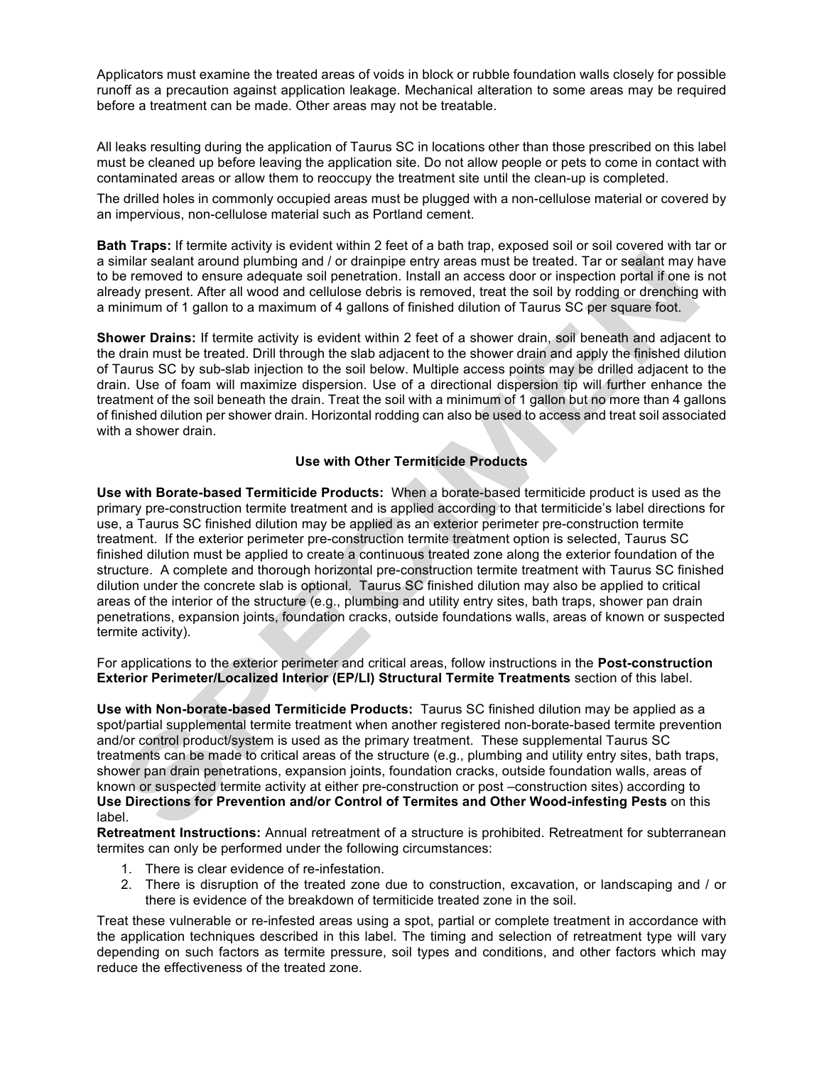Applicators must examine the treated areas of voids in block or rubble foundation walls closely for possible runoff as a precaution against application leakage. Mechanical alteration to some areas may be required before a treatment can be made. Other areas may not be treatable.

All leaks resulting during the application of Taurus SC in locations other than those prescribed on this label must be cleaned up before leaving the application site. Do not allow people or pets to come in contact with contaminated areas or allow them to reoccupy the treatment site until the clean-up is completed.

The drilled holes in commonly occupied areas must be plugged with a non-cellulose material or covered by an impervious, non-cellulose material such as Portland cement.

**Bath Traps:** If termite activity is evident within 2 feet of a bath trap, exposed soil or soil covered with tar or a similar sealant around plumbing and / or drainpipe entry areas must be treated. Tar or sealant may have to be removed to ensure adequate soil penetration. Install an access door or inspection portal if one is not already present. After all wood and cellulose debris is removed, treat the soil by rodding or drenching with a minimum of 1 gallon to a maximum of 4 gallons of finished dilution of Taurus SC per square foot.

**Shower Drains:** If termite activity is evident within 2 feet of a shower drain, soil beneath and adjacent to the drain must be treated. Drill through the slab adjacent to the shower drain and apply the finished dilution of Taurus SC by sub-slab injection to the soil below. Multiple access points may be drilled adjacent to the drain. Use of foam will maximize dispersion. Use of a directional dispersion tip will further enhance the treatment of the soil beneath the drain. Treat the soil with a minimum of 1 gallon but no more than 4 gallons of finished dilution per shower drain. Horizontal rodding can also be used to access and treat soil associated with a shower drain.

**Use with Other Termiticide Products**

**Use with Borate-based Termiticide Products:** When a borate-based termiticide product is used as the primary pre-construction termite treatment and is applied according to that termiticide's label directions for use, a Taurus SC finished dilution may be applied as an exterior perimeter pre-construction termite treatment. If the exterior perimeter pre-construction termite treatment option is selected, Taurus SC finished dilution must be applied to create a continuous treated zone along the exterior foundation of the structure. A complete and thorough horizontal pre-construction termite treatment with Taurus SC finished dilution under the concrete slab is optional. Taurus SC finished dilution may also be applied to critical areas of the interior of the structure (e.g., plumbing and utility entry sites, bath traps, shower pan drain penetrations, expansion joints, foundation cracks, outside foundations walls, areas of known or suspected termite activity).

For applications to the exterior perimeter and critical areas, follow instructions in the **Post-construction Exterior Perimeter/Localized Interior (EP/LI) Structural Termite Treatments** section of this label.

**Use with Non-borate-based Termiticide Products:** Taurus SC finished dilution may be applied as a spot/partial supplemental termite treatment when another registered non-borate-based termite prevention and/or control product/system is used as the primary treatment. These supplemental Taurus SC treatments can be made to critical areas of the structure (e.g., plumbing and utility entry sites, bath traps, shower pan drain penetrations, expansion joints, foundation cracks, outside foundation walls, areas of known or suspected termite activity at either pre-construction or post –construction sites) according to **Use Directions for Prevention and/or Control of Termites and Other Wood-infesting Pests** on this label.

**Retreatment Instructions:** Annual retreatment of a structure is prohibited. Retreatment for subterranean termites can only be performed under the following circumstances:

1. There is clear evidence of re-infestation.
2. There is disruption of the treated zone due to construction, excavation, or landscaping and / or there is evidence of the breakdown of termiticide treated zone in the soil.

Treat these vulnerable or re-infested areas using a spot, partial or complete treatment in accordance with the application techniques described in this label. The timing and selection of retreatment type will vary depending on such factors as termite pressure, soil types and conditions, and other factors which may reduce the effectiveness of the treated zone.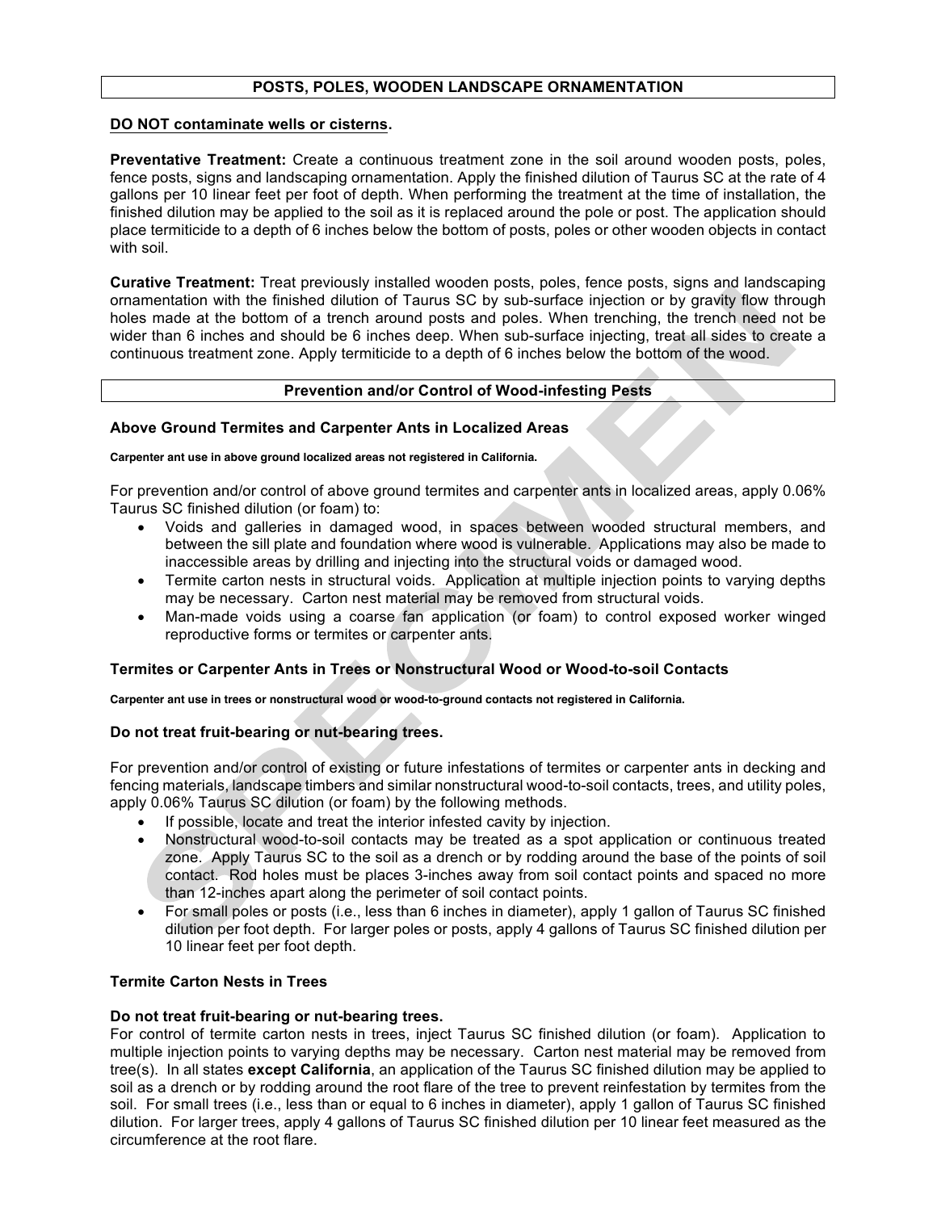## POSTS, POLES, WOODEN LANDSCAPE ORNAMENTATION

**DO NOT contaminate wells or cisterns.**

**Preventative Treatment:** Create a continuous treatment zone in the soil around wooden posts, poles, fence posts, signs and landscaping ornamentation. Apply the finished dilution of Taurus SC at the rate of 4 gallons per 10 linear feet per foot of depth. When performing the treatment at the time of installation, the finished dilution may be applied to the soil as it is replaced around the pole or post. The application should place termiticide to a depth of 6 inches below the bottom of posts, poles or other wooden objects in contact with soil.

**Curative Treatment:** Treat previously installed wooden posts, poles, fence posts, signs and landscaping ornamentation with the finished dilution of Taurus SC by sub-surface injection or by gravity flow through holes made at the bottom of a trench around posts and poles. When trenching, the trench need not be wider than 6 inches and should be 6 inches deep. When sub-surface injecting, treat all sides to create a continuous treatment zone. Apply termiticide to a depth of 6 inches below the bottom of the wood.

## Prevention and/or Control of Wood-infesting Pests

### Above Ground Termites and Carpenter Ants in Localized Areas

**Carpenter ant use in above ground localized areas not registered in California.**

For prevention and/or control of above ground termites and carpenter ants in localized areas, apply 0.06% Taurus SC finished dilution (or foam) to:

- Voids and galleries in damaged wood, in spaces between wooded structural members, and between the sill plate and foundation where wood is vulnerable. Applications may also be made to inaccessible areas by drilling and injecting into the structural voids or damaged wood.
- Termite carton nests in structural voids. Application at multiple injection points to varying depths may be necessary. Carton nest material may be removed from structural voids.
- Man-made voids using a coarse fan application (or foam) to control exposed worker winged reproductive forms or termites or carpenter ants.

### Termites or Carpenter Ants in Trees or Nonstructural Wood or Wood-to-soil Contacts

**Carpenter ant use in trees or nonstructural wood or wood-to-ground contacts not registered in California.**

**Do not treat fruit-bearing or nut-bearing trees.**

For prevention and/or control of existing or future infestations of termites or carpenter ants in decking and fencing materials, landscape timbers and similar nonstructural wood-to-soil contacts, trees, and utility poles, apply 0.06% Taurus SC dilution (or foam) by the following methods.

- If possible, locate and treat the interior infested cavity by injection.
- Nonstructural wood-to-soil contacts may be treated as a spot application or continuous treated zone. Apply Taurus SC to the soil as a drench or by rodding around the base of the points of soil contact. Rod holes must be places 3-inches away from soil contact points and spaced no more than 12-inches apart along the perimeter of soil contact points.
- For small poles or posts (i.e., less than 6 inches in diameter), apply 1 gallon of Taurus SC finished dilution per foot depth. For larger poles or posts, apply 4 gallons of Taurus SC finished dilution per 10 linear feet per foot depth.

### Termite Carton Nests in Trees

**Do not treat fruit-bearing or nut-bearing trees.**

For control of termite carton nests in trees, inject Taurus SC finished dilution (or foam). Application to multiple injection points to varying depths may be necessary. Carton nest material may be removed from tree(s). In all states **except California**, an application of the Taurus SC finished dilution may be applied to soil as a drench or by rodding around the root flare of the tree to prevent reinfestation by termites from the soil. For small trees (i.e., less than or equal to 6 inches in diameter), apply 1 gallon of Taurus SC finished dilution. For larger trees, apply 4 gallons of Taurus SC finished dilution per 10 linear feet measured as the circumference at the root flare.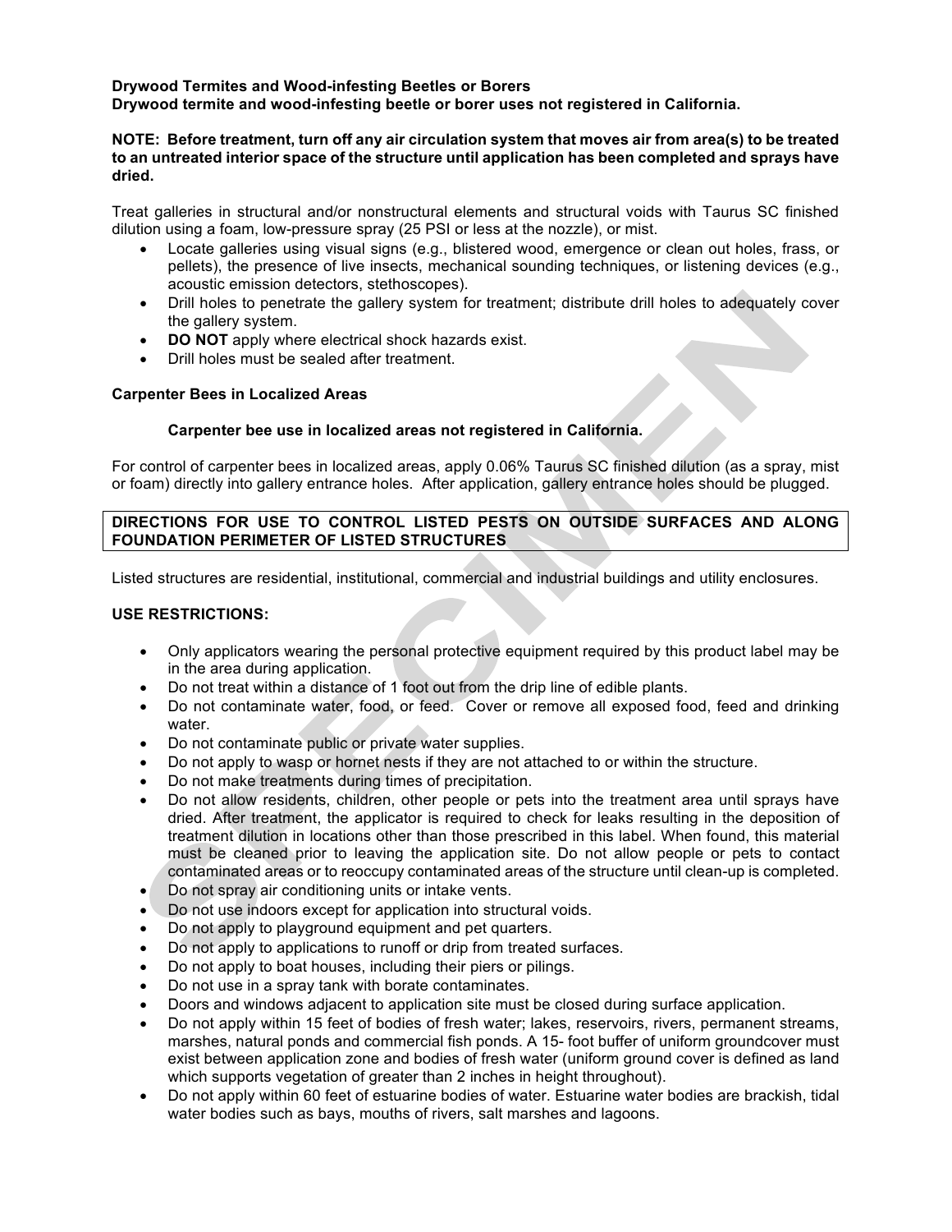**Drywood Termites and Wood-infesting Beetles or Borers**
**Drywood termite and wood-infesting beetle or borer uses not registered in California.**

**NOTE: Before treatment, turn off any air circulation system that moves air from area(s) to be treated to an untreated interior space of the structure until application has been completed and sprays have dried.**

Treat galleries in structural and/or nonstructural elements and structural voids with Taurus SC finished dilution using a foam, low-pressure spray (25 PSI or less at the nozzle), or mist.

- Locate galleries using visual signs (e.g., blistered wood, emergence or clean out holes, frass, or pellets), the presence of live insects, mechanical sounding techniques, or listening devices (e.g., acoustic emission detectors, stethoscopes).
- Drill holes to penetrate the gallery system for treatment; distribute drill holes to adequately cover the gallery system.
- **DO NOT** apply where electrical shock hazards exist.
- Drill holes must be sealed after treatment.

**Carpenter Bees in Localized Areas**

**Carpenter bee use in localized areas not registered in California.**

For control of carpenter bees in localized areas, apply 0.06% Taurus SC finished dilution (as a spray, mist or foam) directly into gallery entrance holes. After application, gallery entrance holes should be plugged.

**DIRECTIONS FOR USE TO CONTROL LISTED PESTS ON OUTSIDE SURFACES AND ALONG FOUNDATION PERIMETER OF LISTED STRUCTURES**

Listed structures are residential, institutional, commercial and industrial buildings and utility enclosures.

**USE RESTRICTIONS:**

- Only applicators wearing the personal protective equipment required by this product label may be in the area during application.
- Do not treat within a distance of 1 foot out from the drip line of edible plants.
- Do not contaminate water, food, or feed. Cover or remove all exposed food, feed and drinking water.
- Do not contaminate public or private water supplies.
- Do not apply to wasp or hornet nests if they are not attached to or within the structure.
- Do not make treatments during times of precipitation.
- Do not allow residents, children, other people or pets into the treatment area until sprays have dried. After treatment, the applicator is required to check for leaks resulting in the deposition of treatment dilution in locations other than those prescribed in this label. When found, this material must be cleaned prior to leaving the application site. Do not allow people or pets to contact contaminated areas or to reoccupy contaminated areas of the structure until clean-up is completed.
- Do not spray air conditioning units or intake vents.
- Do not use indoors except for application into structural voids.
- Do not apply to playground equipment and pet quarters.
- Do not apply to applications to runoff or drip from treated surfaces.
- Do not apply to boat houses, including their piers or pilings.
- Do not use in a spray tank with borate contaminates.
- Doors and windows adjacent to application site must be closed during surface application.
- Do not apply within 15 feet of bodies of fresh water; lakes, reservoirs, rivers, permanent streams, marshes, natural ponds and commercial fish ponds. A 15- foot buffer of uniform groundcover must exist between application zone and bodies of fresh water (uniform ground cover is defined as land which supports vegetation of greater than 2 inches in height throughout).
- Do not apply within 60 feet of estuarine bodies of water. Estuarine water bodies are brackish, tidal water bodies such as bays, mouths of rivers, salt marshes and lagoons.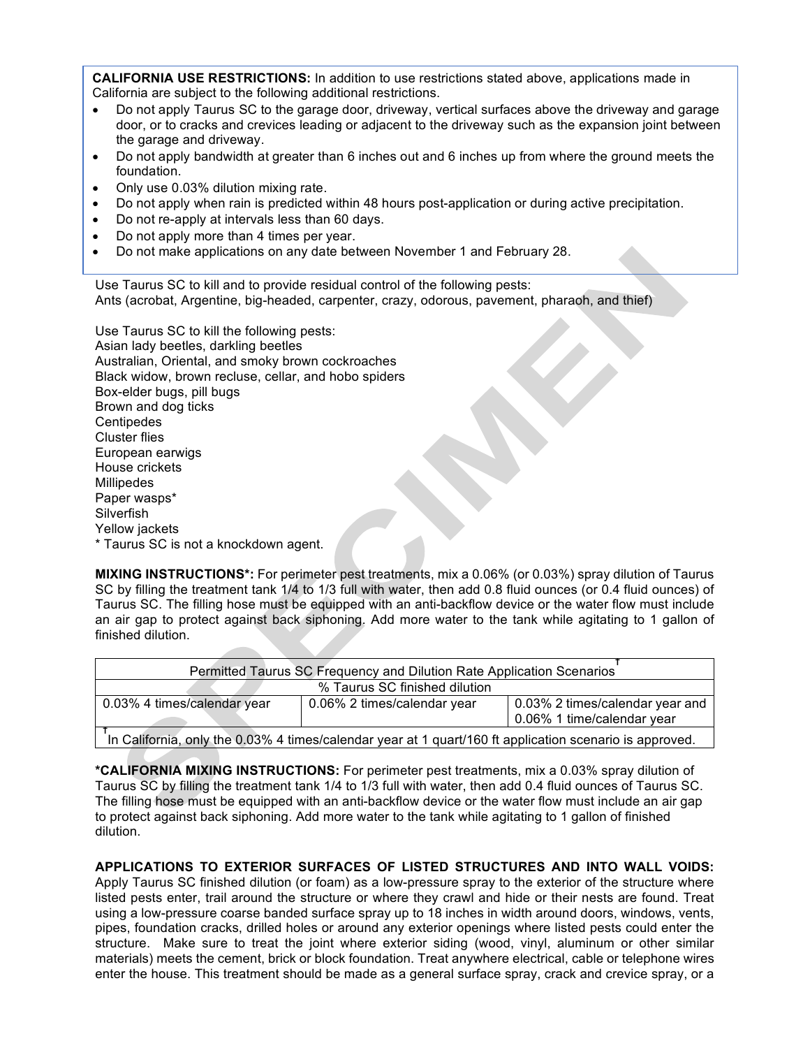**CALIFORNIA USE RESTRICTIONS:** In addition to use restrictions stated above, applications made in California are subject to the following additional restrictions.

- Do not apply Taurus SC to the garage door, driveway, vertical surfaces above the driveway and garage door, or to cracks and crevices leading or adjacent to the driveway such as the expansion joint between the garage and driveway.
- Do not apply bandwidth at greater than 6 inches out and 6 inches up from where the ground meets the foundation.
- Only use 0.03% dilution mixing rate.
- Do not apply when rain is predicted within 48 hours post-application or during active precipitation.
- Do not re-apply at intervals less than 60 days.
- Do not apply more than 4 times per year.
- Do not make applications on any date between November 1 and February 28.

Use Taurus SC to kill and to provide residual control of the following pests:
Ants (acrobat, Argentine, big-headed, carpenter, crazy, odorous, pavement, pharaoh, and thief)

Use Taurus SC to kill the following pests:
Asian lady beetles, darkling beetles
Australian, Oriental, and smoky brown cockroaches
Black widow, brown recluse, cellar, and hobo spiders
Box-elder bugs, pill bugs
Brown and dog ticks
Centipedes
Cluster flies
European earwigs
House crickets
Millipedes
Paper wasps*
Silverfish
Yellow jackets
* Taurus SC is not a knockdown agent.

**MIXING INSTRUCTIONS*:** For perimeter pest treatments, mix a 0.06% (or 0.03%) spray dilution of Taurus SC by filling the treatment tank 1/4 to 1/3 full with water, then add 0.8 fluid ounces (or 0.4 fluid ounces) of Taurus SC. The filling hose must be equipped with an anti-backflow device or the water flow must include an air gap to protect against back siphoning. Add more water to the tank while agitating to 1 gallon of finished dilution.

| Permitted Taurus SC Frequency and Dilution Rate Application Scenarios[†] | | |
|---|---|---|
| % Taurus SC finished dilution | | |
| 0.03% 4 times/calendar year | 0.06% 2 times/calendar year | 0.03% 2 times/calendar year and 0.06% 1 time/calendar year |
| [†] In California, only the 0.03% 4 times/calendar year at 1 quart/160 ft application scenario is approved. | | |

***CALIFORNIA MIXING INSTRUCTIONS:** For perimeter pest treatments, mix a 0.03% spray dilution of Taurus SC by filling the treatment tank 1/4 to 1/3 full with water, then add 0.4 fluid ounces of Taurus SC. The filling hose must be equipped with an anti-backflow device or the water flow must include an air gap to protect against back siphoning. Add more water to the tank while agitating to 1 gallon of finished dilution.

**APPLICATIONS TO EXTERIOR SURFACES OF LISTED STRUCTURES AND INTO WALL VOIDS:** Apply Taurus SC finished dilution (or foam) as a low-pressure spray to the exterior of the structure where listed pests enter, trail around the structure or where they crawl and hide or their nests are found. Treat using a low-pressure coarse banded surface spray up to 18 inches in width around doors, windows, vents, pipes, foundation cracks, drilled holes or around any exterior openings where listed pests could enter the structure. Make sure to treat the joint where exterior siding (wood, vinyl, aluminum or other similar materials) meets the cement, brick or block foundation. Treat anywhere electrical, cable or telephone wires enter the house. This treatment should be made as a general surface spray, crack and crevice spray, or a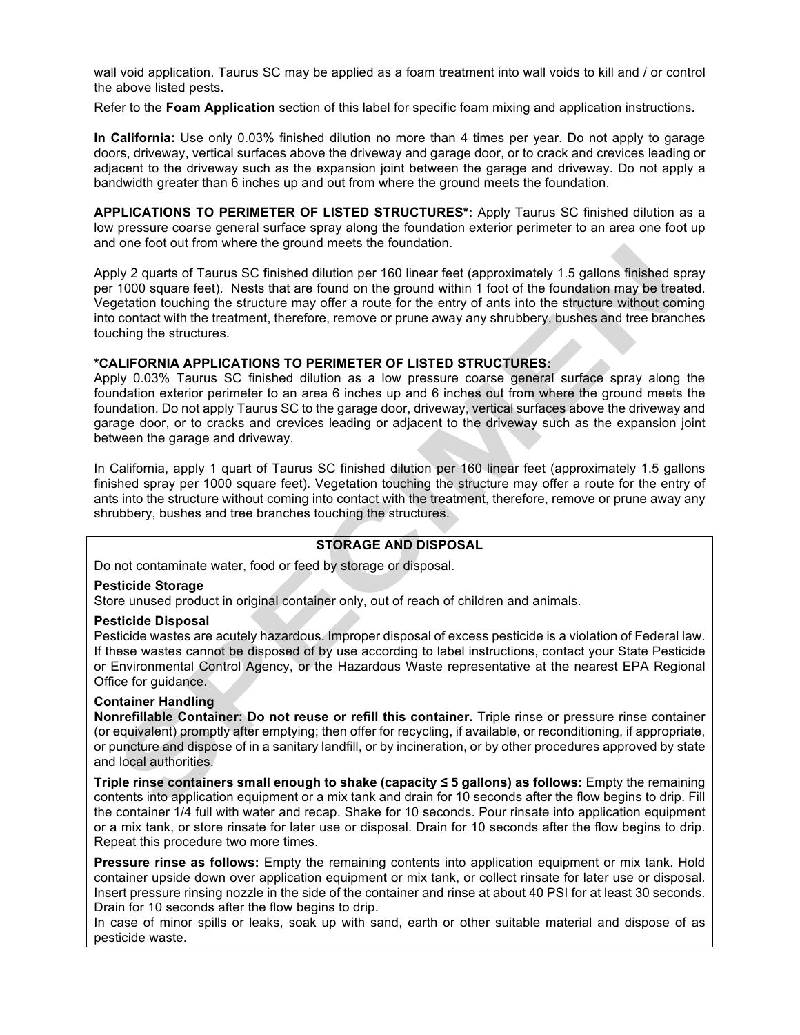wall void application. Taurus SC may be applied as a foam treatment into wall voids to kill and / or control the above listed pests.

Refer to the **Foam Application** section of this label for specific foam mixing and application instructions.

**In California:** Use only 0.03% finished dilution no more than 4 times per year. Do not apply to garage doors, driveway, vertical surfaces above the driveway and garage door, or to crack and crevices leading or adjacent to the driveway such as the expansion joint between the garage and driveway. Do not apply a bandwidth greater than 6 inches up and out from where the ground meets the foundation.

**APPLICATIONS TO PERIMETER OF LISTED STRUCTURES*:** Apply Taurus SC finished dilution as a low pressure coarse general surface spray along the foundation exterior perimeter to an area one foot up and one foot out from where the ground meets the foundation.

Apply 2 quarts of Taurus SC finished dilution per 160 linear feet (approximately 1.5 gallons finished spray per 1000 square feet). Nests that are found on the ground within 1 foot of the foundation may be treated. Vegetation touching the structure may offer a route for the entry of ants into the structure without coming into contact with the treatment, therefore, remove or prune away any shrubbery, bushes and tree branches touching the structures.

**\*CALIFORNIA APPLICATIONS TO PERIMETER OF LISTED STRUCTURES:**
Apply 0.03% Taurus SC finished dilution as a low pressure coarse general surface spray along the foundation exterior perimeter to an area 6 inches up and 6 inches out from where the ground meets the foundation. Do not apply Taurus SC to the garage door, driveway, vertical surfaces above the driveway and garage door, or to cracks and crevices leading or adjacent to the driveway such as the expansion joint between the garage and driveway.

In California, apply 1 quart of Taurus SC finished dilution per 160 linear feet (approximately 1.5 gallons finished spray per 1000 square feet). Vegetation touching the structure may offer a route for the entry of ants into the structure without coming into contact with the treatment, therefore, remove or prune away any shrubbery, bushes and tree branches touching the structures.

## STORAGE AND DISPOSAL

Do not contaminate water, food or feed by storage or disposal.

**Pesticide Storage**
Store unused product in original container only, out of reach of children and animals.

**Pesticide Disposal**
Pesticide wastes are acutely hazardous. Improper disposal of excess pesticide is a violation of Federal law. If these wastes cannot be disposed of by use according to label instructions, contact your State Pesticide or Environmental Control Agency, or the Hazardous Waste representative at the nearest EPA Regional Office for guidance.

**Container Handling**
**Nonrefillable Container: Do not reuse or refill this container.** Triple rinse or pressure rinse container (or equivalent) promptly after emptying; then offer for recycling, if available, or reconditioning, if appropriate, or puncture and dispose of in a sanitary landfill, or by incineration, or by other procedures approved by state and local authorities.

**Triple rinse containers small enough to shake (capacity ≤ 5 gallons) as follows:** Empty the remaining contents into application equipment or a mix tank and drain for 10 seconds after the flow begins to drip. Fill the container 1/4 full with water and recap. Shake for 10 seconds. Pour rinsate into application equipment or a mix tank, or store rinsate for later use or disposal. Drain for 10 seconds after the flow begins to drip. Repeat this procedure two more times.

**Pressure rinse as follows:** Empty the remaining contents into application equipment or mix tank. Hold container upside down over application equipment or mix tank, or collect rinsate for later use or disposal. Insert pressure rinsing nozzle in the side of the container and rinse at about 40 PSI for at least 30 seconds. Drain for 10 seconds after the flow begins to drip.
In case of minor spills or leaks, soak up with sand, earth or other suitable material and dispose of as pesticide waste.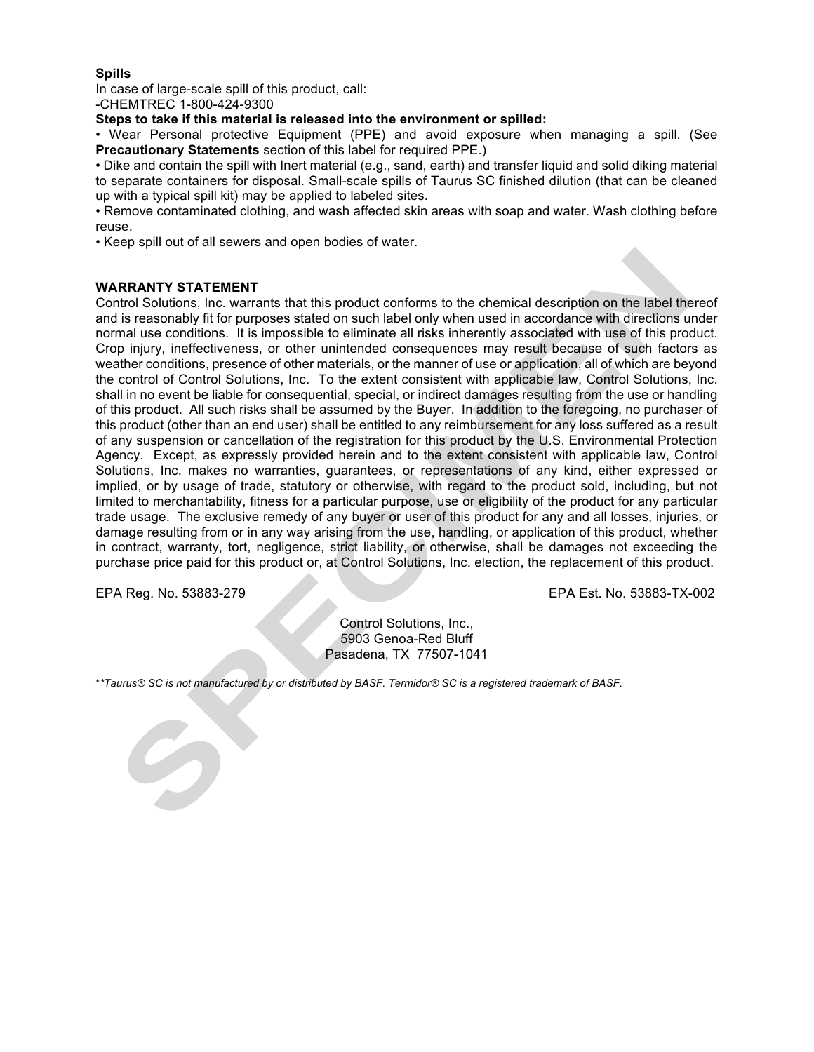**Spills**

In case of large-scale spill of this product, call:

-CHEMTREC 1-800-424-9300

**Steps to take if this material is released into the environment or spilled:**

- Wear Personal protective Equipment (PPE) and avoid exposure when managing a spill. (See **Precautionary Statements** section of this label for required PPE.)
- Dike and contain the spill with Inert material (e.g., sand, earth) and transfer liquid and solid diking material to separate containers for disposal. Small-scale spills of Taurus SC finished dilution (that can be cleaned up with a typical spill kit) may be applied to labeled sites.
- Remove contaminated clothing, and wash affected skin areas with soap and water. Wash clothing before reuse.
- Keep spill out of all sewers and open bodies of water.

**WARRANTY STATEMENT**

Control Solutions, Inc. warrants that this product conforms to the chemical description on the label thereof and is reasonably fit for purposes stated on such label only when used in accordance with directions under normal use conditions. It is impossible to eliminate all risks inherently associated with use of this product. Crop injury, ineffectiveness, or other unintended consequences may result because of such factors as weather conditions, presence of other materials, or the manner of use or application, all of which are beyond the control of Control Solutions, Inc. To the extent consistent with applicable law, Control Solutions, Inc. shall in no event be liable for consequential, special, or indirect damages resulting from the use or handling of this product. All such risks shall be assumed by the Buyer. In addition to the foregoing, no purchaser of this product (other than an end user) shall be entitled to any reimbursement for any loss suffered as a result of any suspension or cancellation of the registration for this product by the U.S. Environmental Protection Agency. Except, as expressly provided herein and to the extent consistent with applicable law, Control Solutions, Inc. makes no warranties, guarantees, or representations of any kind, either expressed or implied, or by usage of trade, statutory or otherwise, with regard to the product sold, including, but not limited to merchantability, fitness for a particular purpose, use or eligibility of the product for any particular trade usage. The exclusive remedy of any buyer or user of this product for any and all losses, injuries, or damage resulting from or in any way arising from the use, handling, or application of this product, whether in contract, warranty, tort, negligence, strict liability, or otherwise, shall be damages not exceeding the purchase price paid for this product or, at Control Solutions, Inc. election, the replacement of this product.

EPA Reg. No. 53883-279

EPA Est. No. 53883-TX-002

Control Solutions, Inc.,
5903 Genoa-Red Bluff
Pasadena, TX 77507-1041

*\*Taurus® SC is not manufactured by or distributed by BASF. Termidor® SC is a registered trademark of BASF.*

SPECIMEN